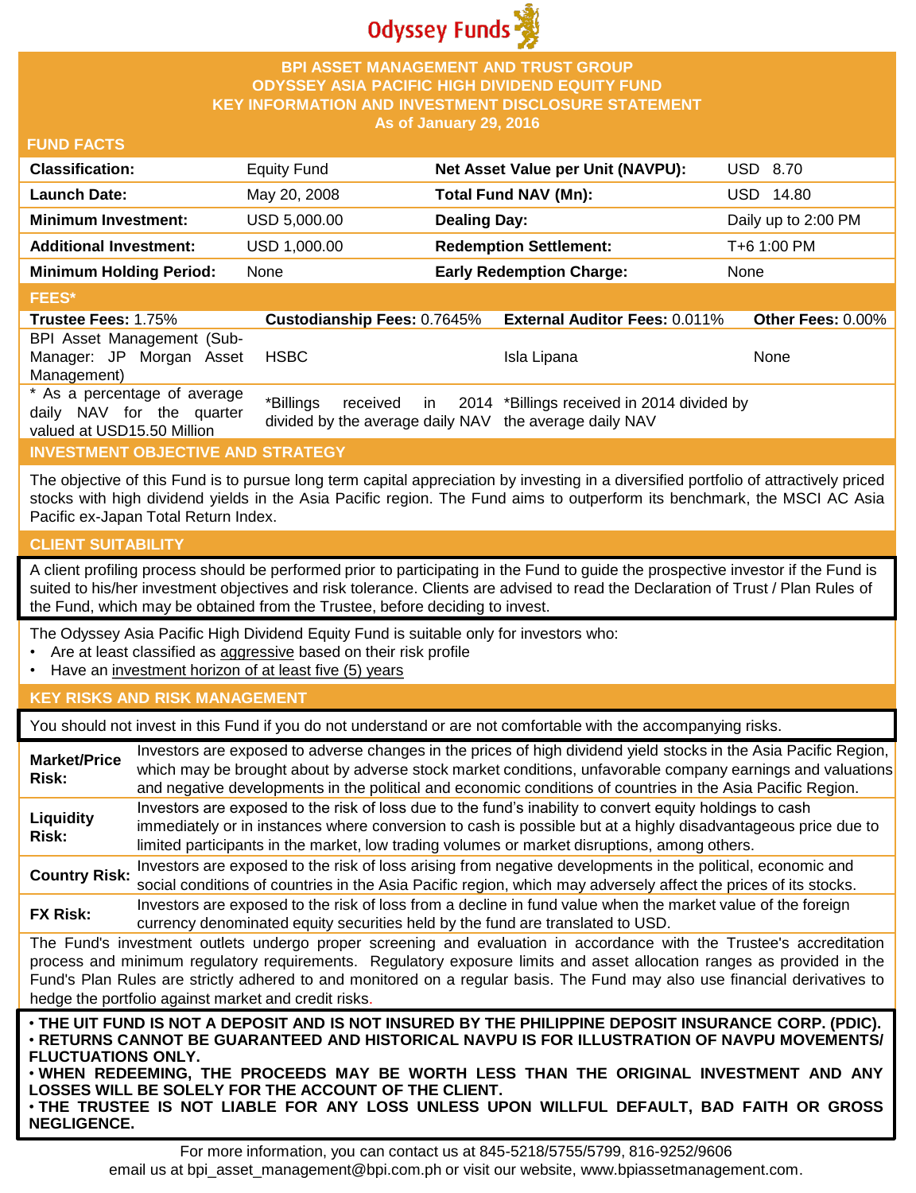Odyssey Funds

# BPI ASSET MANAGEMENT AND TRUST GROUP
# ODYSSEY ASIA PACIFIC HIGH DIVIDEND EQUITY FUND
# KEY INFORMATION AND INVESTMENT DISCLOSURE STATEMENT
**As of January 29, 2016**

## FUND FACTS

| | | | |
|---|---|---|---|
| **Classification:** | Equity Fund | **Net Asset Value per Unit (NAVPU):** | USD 8.70 |
| **Launch Date:** | May 20, 2008 | **Total Fund NAV (Mn):** | USD 14.80 |
| **Minimum Investment:** | USD 5,000.00 | **Dealing Day:** | Daily up to 2:00 PM |
| **Additional Investment:** | USD 1,000.00 | **Redemption Settlement:** | T+6 1:00 PM |
| **Minimum Holding Period:** | None | **Early Redemption Charge:** | None |

## FEES*

| **Trustee Fees:** 1.75% | **Custodianship Fees:** 0.7645% | **External Auditor Fees:** 0.011% | **Other Fees:** 0.00% |
|---|---|---|---|
| BPI Asset Management (Sub-Manager: JP Morgan Asset Management) | HSBC | Isla Lipana | None |
| * As a percentage of average daily NAV for the quarter valued at USD15.50 Million | *Billings received in 2014 divided by the average daily NAV | *Billings received in 2014 divided by the average daily NAV | |

## INVESTMENT OBJECTIVE AND STRATEGY

The objective of this Fund is to pursue long term capital appreciation by investing in a diversified portfolio of attractively priced stocks with high dividend yields in the Asia Pacific region. The Fund aims to outperform its benchmark, the MSCI AC Asia Pacific ex-Japan Total Return Index.

## CLIENT SUITABILITY

A client profiling process should be performed prior to participating in the Fund to guide the prospective investor if the Fund is suited to his/her investment objectives and risk tolerance. Clients are advised to read the Declaration of Trust / Plan Rules of the Fund, which may be obtained from the Trustee, before deciding to invest.

The Odyssey Asia Pacific High Dividend Equity Fund is suitable only for investors who:

- Are at least classified as aggressive based on their risk profile
- Have an investment horizon of at least five (5) years

## KEY RISKS AND RISK MANAGEMENT

You should not invest in this Fund if you do not understand or are not comfortable with the accompanying risks.

| | |
|---|---|
| **Market/Price Risk:** | Investors are exposed to adverse changes in the prices of high dividend yield stocks in the Asia Pacific Region, which may be brought about by adverse stock market conditions, unfavorable company earnings and valuations and negative developments in the political and economic conditions of countries in the Asia Pacific Region. |
| **Liquidity Risk:** | Investors are exposed to the risk of loss due to the fund's inability to convert equity holdings to cash immediately or in instances where conversion to cash is possible but at a highly disadvantageous price due to limited participants in the market, low trading volumes or market disruptions, among others. |
| **Country Risk:** | Investors are exposed to the risk of loss arising from negative developments in the political, economic and social conditions of countries in the Asia Pacific region, which may adversely affect the prices of its stocks. |
| **FX Risk:** | Investors are exposed to the risk of loss from a decline in fund value when the market value of the foreign currency denominated equity securities held by the fund are translated to USD. |

The Fund's investment outlets undergo proper screening and evaluation in accordance with the Trustee's accreditation process and minimum regulatory requirements. Regulatory exposure limits and asset allocation ranges as provided in the Fund's Plan Rules are strictly adhered to and monitored on a regular basis. The Fund may also use financial derivatives to hedge the portfolio against market and credit risks.

- **THE UIT FUND IS NOT A DEPOSIT AND IS NOT INSURED BY THE PHILIPPINE DEPOSIT INSURANCE CORP. (PDIC).**
- **RETURNS CANNOT BE GUARANTEED AND HISTORICAL NAVPU IS FOR ILLUSTRATION OF NAVPU MOVEMENTS/ FLUCTUATIONS ONLY.**
- **WHEN REDEEMING, THE PROCEEDS MAY BE WORTH LESS THAN THE ORIGINAL INVESTMENT AND ANY LOSSES WILL BE SOLELY FOR THE ACCOUNT OF THE CLIENT.**
- **THE TRUSTEE IS NOT LIABLE FOR ANY LOSS UNLESS UPON WILLFUL DEFAULT, BAD FAITH OR GROSS NEGLIGENCE.**

For more information, you can contact us at 845-5218/5755/5799, 816-9252/9606
email us at bpi_asset_management@bpi.com.ph or visit our website, www.bpiassetmanagement.com.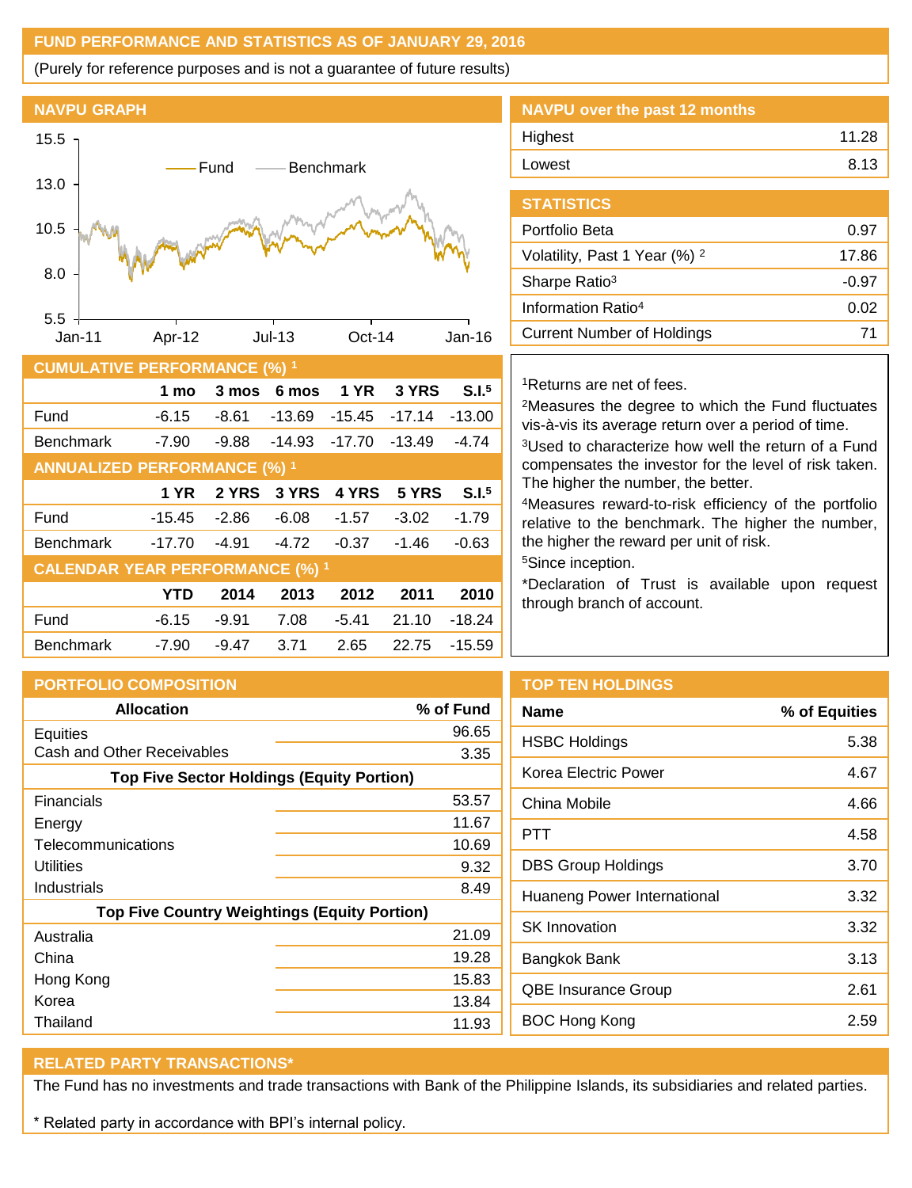## FUND PERFORMANCE AND STATISTICS AS OF JANUARY 29, 2016

(Purely for reference purposes and is not a guarantee of future results)

### NAVPU GRAPH

### NAVPU over the past 12 months

| | |
|---|---|
| Highest | 11.28 |
| Lowest | 8.13 |

### STATISTICS

| | |
|---|---|
| Portfolio Beta | 0.97 |
| Volatility, Past 1 Year (%) [2] | 17.86 |
| Sharpe Ratio[3] | -0.97 |
| Information Ratio[4] | 0.02 |
| Current Number of Holdings | 71 |

### CUMULATIVE PERFORMANCE (%) [1]

| | 1 mo | 3 mos | 6 mos | 1 YR | 3 YRS | S.I.[5] |
|---|---|---|---|---|---|---|
| Fund | -6.15 | -8.61 | -13.69 | -15.45 | -17.14 | -13.00 |
| Benchmark | -7.90 | -9.88 | -14.93 | -17.70 | -13.49 | -4.74 |

### ANNUALIZED PERFORMANCE (%) [1]

| | 1 YR | 2 YRS | 3 YRS | 4 YRS | 5 YRS | S.I.[5] |
|---|---|---|---|---|---|---|
| Fund | -15.45 | -2.86 | -6.08 | -1.57 | -3.02 | -1.79 |
| Benchmark | -17.70 | -4.91 | -4.72 | -0.37 | -1.46 | -0.63 |

### CALENDAR YEAR PERFORMANCE (%) [1]

| | YTD | 2014 | 2013 | 2012 | 2011 | 2010 |
|---|---|---|---|---|---|---|
| Fund | -6.15 | -9.91 | 7.08 | -5.41 | 21.10 | -18.24 |
| Benchmark | -7.90 | -9.47 | 3.71 | 2.65 | 22.75 | -15.59 |

[1]Returns are net of fees.

[2]Measures the degree to which the Fund fluctuates vis-à-vis its average return over a period of time.

[3]Used to characterize how well the return of a Fund compensates the investor for the level of risk taken. The higher the number, the better.

[4]Measures reward-to-risk efficiency of the portfolio relative to the benchmark. The higher the number, the higher the reward per unit of risk.

[5]Since inception.

*Declaration of Trust is available upon request through branch of account.

### PORTFOLIO COMPOSITION

| Allocation | % of Fund |
|---|---|
| Equities | 96.65 |
| Cash and Other Receivables | 3.35 |
| **Top Five Sector Holdings (Equity Portion)** | |
| Financials | 53.57 |
| Energy | 11.67 |
| Telecommunications | 10.69 |
| Utilities | 9.32 |
| Industrials | 8.49 |
| **Top Five Country Weightings (Equity Portion)** | |
| Australia | 21.09 |
| China | 19.28 |
| Hong Kong | 15.83 |
| Korea | 13.84 |
| Thailand | 11.93 |

### TOP TEN HOLDINGS

| Name | % of Equities |
|---|---|
| HSBC Holdings | 5.38 |
| Korea Electric Power | 4.67 |
| China Mobile | 4.66 |
| PTT | 4.58 |
| DBS Group Holdings | 3.70 |
| Huaneng Power International | 3.32 |
| SK Innovation | 3.32 |
| Bangkok Bank | 3.13 |
| QBE Insurance Group | 2.61 |
| BOC Hong Kong | 2.59 |

### RELATED PARTY TRANSACTIONS*

The Fund has no investments and trade transactions with Bank of the Philippine Islands, its subsidiaries and related parties.

* Related party in accordance with BPI's internal policy.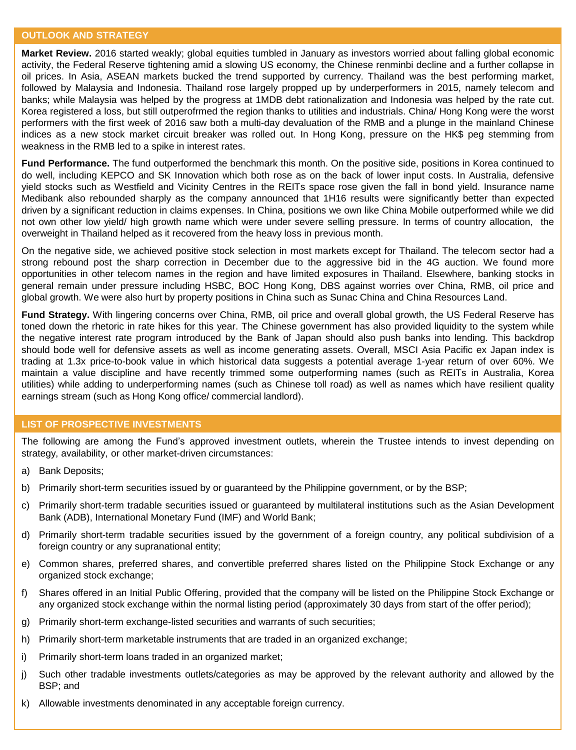## OUTLOOK AND STRATEGY

**Market Review.** 2016 started weakly; global equities tumbled in January as investors worried about falling global economic activity, the Federal Reserve tightening amid a slowing US economy, the Chinese renminbi decline and a further collapse in oil prices. In Asia, ASEAN markets bucked the trend supported by currency. Thailand was the best performing market, followed by Malaysia and Indonesia. Thailand rose largely propped up by underperformers in 2015, namely telecom and banks; while Malaysia was helped by the progress at 1MDB debt rationalization and Indonesia was helped by the rate cut. Korea registered a loss, but still outperofrmed the region thanks to utilities and industrials. China/ Hong Kong were the worst performers with the first week of 2016 saw both a multi-day devaluation of the RMB and a plunge in the mainland Chinese indices as a new stock market circuit breaker was rolled out. In Hong Kong, pressure on the HK$ peg stemming from weakness in the RMB led to a spike in interest rates.

**Fund Performance.** The fund outperformed the benchmark this month. On the positive side, positions in Korea continued to do well, including KEPCO and SK Innovation which both rose as on the back of lower input costs. In Australia, defensive yield stocks such as Westfield and Vicinity Centres in the REITs space rose given the fall in bond yield. Insurance name Medibank also rebounded sharply as the company announced that 1H16 results were significantly better than expected driven by a significant reduction in claims expenses. In China, positions we own like China Mobile outperformed while we did not own other low yield/ high growth name which were under severe selling pressure. In terms of country allocation, the overweight in Thailand helped as it recovered from the heavy loss in previous month.

On the negative side, we achieved positive stock selection in most markets except for Thailand. The telecom sector had a strong rebound post the sharp correction in December due to the aggressive bid in the 4G auction. We found more opportunities in other telecom names in the region and have limited exposures in Thailand. Elsewhere, banking stocks in general remain under pressure including HSBC, BOC Hong Kong, DBS against worries over China, RMB, oil price and global growth. We were also hurt by property positions in China such as Sunac China and China Resources Land.

**Fund Strategy.** With lingering concerns over China, RMB, oil price and overall global growth, the US Federal Reserve has toned down the rhetoric in rate hikes for this year. The Chinese government has also provided liquidity to the system while the negative interest rate program introduced by the Bank of Japan should also push banks into lending. This backdrop should bode well for defensive assets as well as income generating assets. Overall, MSCI Asia Pacific ex Japan index is trading at 1.3x price-to-book value in which historical data suggests a potential average 1-year return of over 60%. We maintain a value discipline and have recently trimmed some outperforming names (such as REITs in Australia, Korea utilities) while adding to underperforming names (such as Chinese toll road) as well as names which have resilient quality earnings stream (such as Hong Kong office/ commercial landlord).

## LIST OF PROSPECTIVE INVESTMENTS

The following are among the Fund's approved investment outlets, wherein the Trustee intends to invest depending on strategy, availability, or other market-driven circumstances:

a) Bank Deposits;

b) Primarily short-term securities issued by or guaranteed by the Philippine government, or by the BSP;

c) Primarily short-term tradable securities issued or guaranteed by multilateral institutions such as the Asian Development Bank (ADB), International Monetary Fund (IMF) and World Bank;

d) Primarily short-term tradable securities issued by the government of a foreign country, any political subdivision of a foreign country or any supranational entity;

e) Common shares, preferred shares, and convertible preferred shares listed on the Philippine Stock Exchange or any organized stock exchange;

f) Shares offered in an Initial Public Offering, provided that the company will be listed on the Philippine Stock Exchange or any organized stock exchange within the normal listing period (approximately 30 days from start of the offer period);

g) Primarily short-term exchange-listed securities and warrants of such securities;

h) Primarily short-term marketable instruments that are traded in an organized exchange;

i) Primarily short-term loans traded in an organized market;

j) Such other tradable investments outlets/categories as may be approved by the relevant authority and allowed by the BSP; and

k) Allowable investments denominated in any acceptable foreign currency.